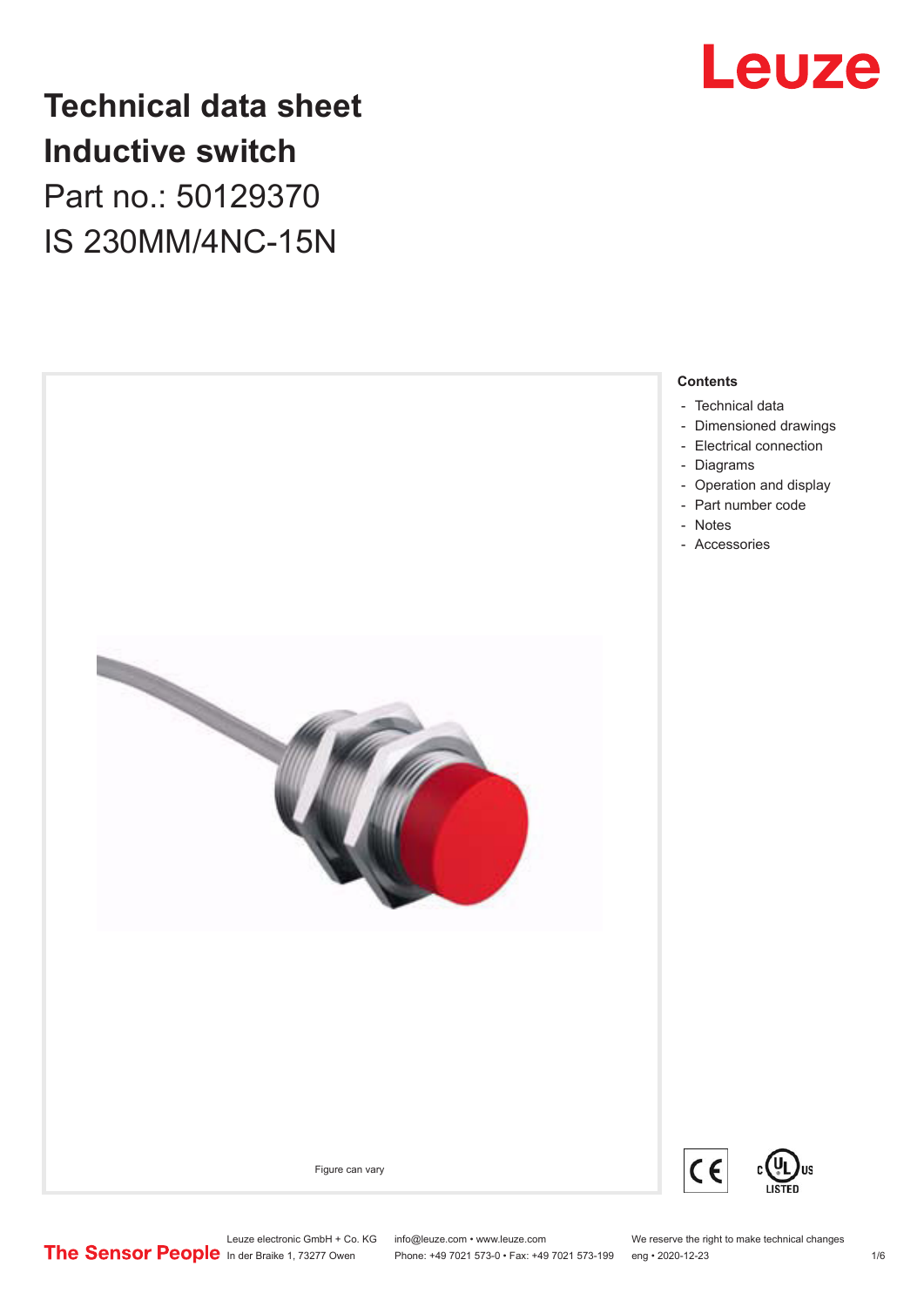# Technical data sheet
# Inductive switch

Part no.: 50129370

IS 230MM/4NC-15N

Figure can vary

**Contents**

- Technical data
- Dimensioned drawings
- Electrical connection
- Diagrams
- Operation and display
- Part number code
- Notes
- Accessories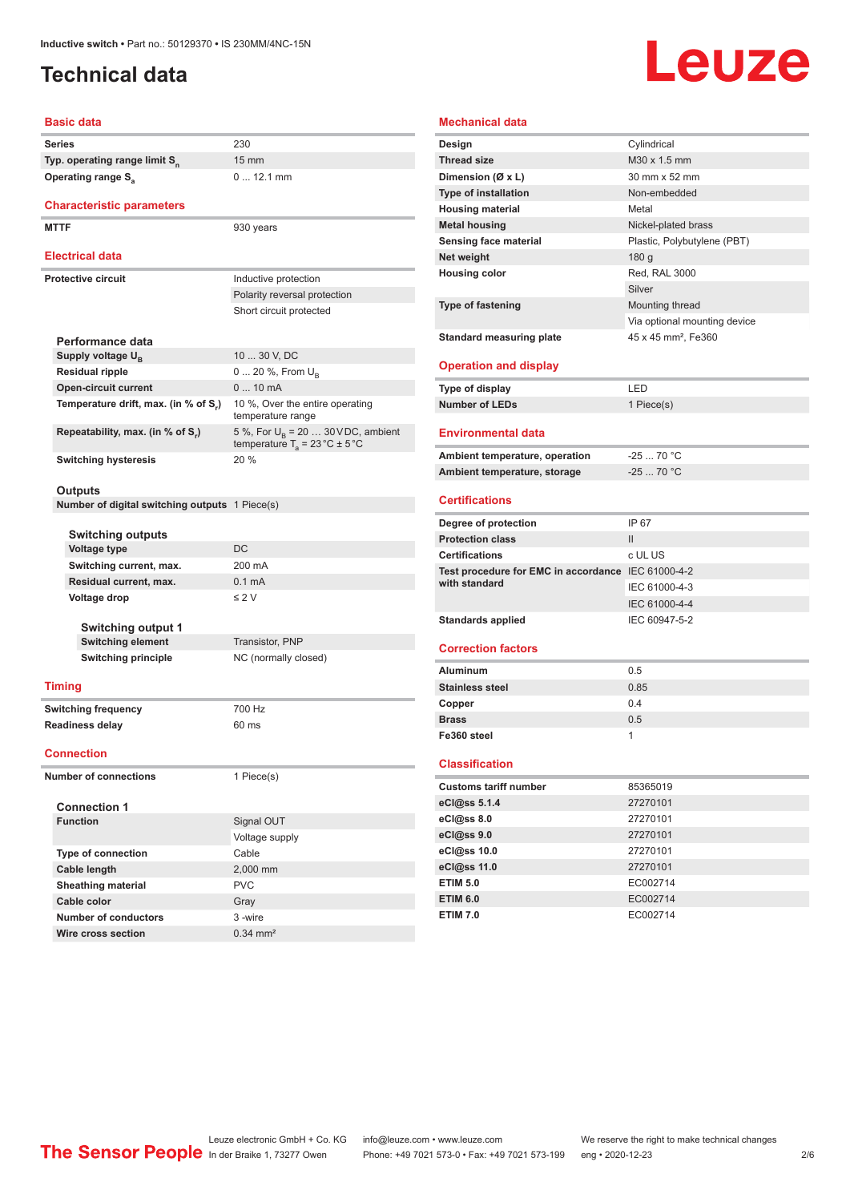# Technical data

## Basic data

| | |
|---|---|
| Series | 230 |
| Typ. operating range limit $S_n$ | 15 mm |
| Operating range $S_a$ | 0 ... 12.1 mm |

## Characteristic parameters

| | |
|---|---|
| MTTF | 930 years |

## Electrical data

| | |
|---|---|
| Protective circuit | Inductive protection |
| | Polarity reversal protection |
| | Short circuit protected |

### Performance data

| | |
|---|---|
| Supply voltage $U_B$ | 10 ... 30 V, DC |
| Residual ripple | 0 ... 20 %, From $U_B$ |
| Open-circuit current | 0 ... 10 mA |
| Temperature drift, max. (in % of $S_r$) | 10 %, Over the entire operating temperature range |
| Repeatability, max. (in % of $S_r$) | 5 %, For $U_B$ = 20 … 30 V DC, ambient temperature $T_a$ = 23 °C ± 5 °C |
| Switching hysteresis | 20 % |

### Outputs

| | |
|---|---|
| Number of digital switching outputs | 1 Piece(s) |

#### Switching outputs

| | |
|---|---|
| Voltage type | DC |
| Switching current, max. | 200 mA |
| Residual current, max. | 0.1 mA |
| Voltage drop | ≤ 2 V |

#### Switching output 1

| | |
|---|---|
| Switching element | Transistor, PNP |
| Switching principle | NC (normally closed) |

## Timing

| | |
|---|---|
| Switching frequency | 700 Hz |
| Readiness delay | 60 ms |

## Connection

| | |
|---|---|
| Number of connections | 1 Piece(s) |

### Connection 1

| | |
|---|---|
| Function | Signal OUT |
| | Voltage supply |
| Type of connection | Cable |
| Cable length | 2,000 mm |
| Sheathing material | PVC |
| Cable color | Gray |
| Number of conductors | 3 -wire |
| Wire cross section | 0.34 mm² |

## Mechanical data

| | |
|---|---|
| Design | Cylindrical |
| Thread size | M30 x 1.5 mm |
| Dimension (Ø x L) | 30 mm x 52 mm |
| Type of installation | Non-embedded |
| Housing material | Metal |
| Metal housing | Nickel-plated brass |
| Sensing face material | Plastic, Polybutylene (PBT) |
| Net weight | 180 g |
| Housing color | Red, RAL 3000 |
| | Silver |
| Type of fastening | Mounting thread |
| | Via optional mounting device |
| Standard measuring plate | 45 x 45 mm², Fe360 |

## Operation and display

| | |
|---|---|
| Type of display | LED |
| Number of LEDs | 1 Piece(s) |

## Environmental data

| | |
|---|---|
| Ambient temperature, operation | -25 ... 70 °C |
| Ambient temperature, storage | -25 ... 70 °C |

## Certifications

| | |
|---|---|
| Degree of protection | IP 67 |
| Protection class | II |
| Certifications | c UL US |
| Test procedure for EMC in accordance with standard | IEC 61000-4-2 |
| | IEC 61000-4-3 |
| | IEC 61000-4-4 |
| Standards applied | IEC 60947-5-2 |

## Correction factors

| | |
|---|---|
| Aluminum | 0.5 |
| Stainless steel | 0.85 |
| Copper | 0.4 |
| Brass | 0.5 |
| Fe360 steel | 1 |

## Classification

| | |
|---|---|
| Customs tariff number | 85365019 |
| eCl@ss 5.1.4 | 27270101 |
| eCl@ss 8.0 | 27270101 |
| eCl@ss 9.0 | 27270101 |
| eCl@ss 10.0 | 27270101 |
| eCl@ss 11.0 | 27270101 |
| ETIM 5.0 | EC002714 |
| ETIM 6.0 | EC002714 |
| ETIM 7.0 | EC002714 |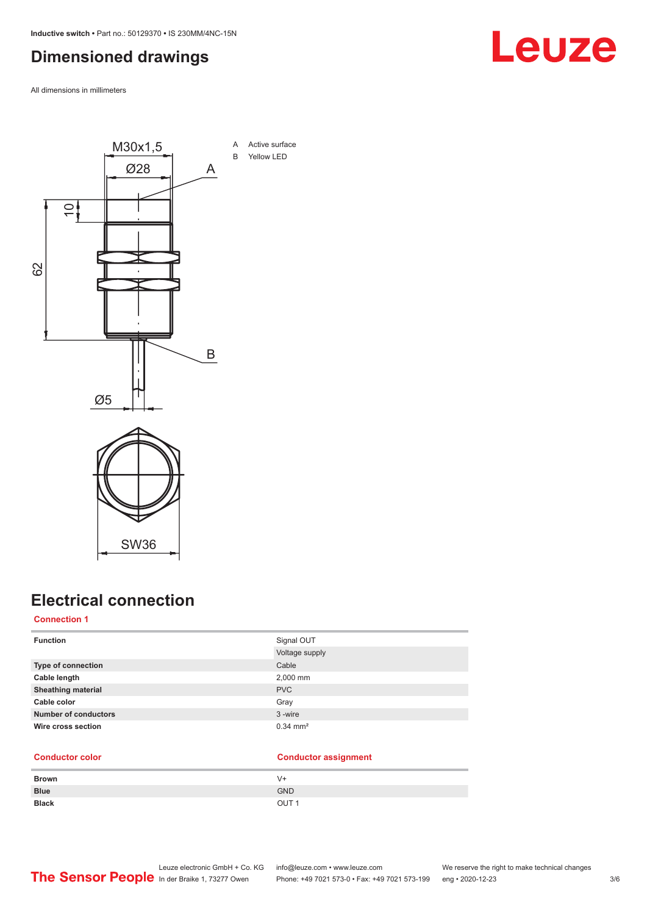# Dimensioned drawings

All dimensions in millimeters

A Active surface
B Yellow LED

# Electrical connection

## Connection 1

| Function | Signal OUT |
|---|---|
| | Voltage supply |
| Type of connection | Cable |
| Cable length | 2,000 mm |
| Sheathing material | PVC |
| Cable color | Gray |
| Number of conductors | 3 -wire |
| Wire cross section | 0.34 mm² |

| Conductor color | Conductor assignment |
|---|---|
| Brown | V+ |
| Blue | GND |
| Black | OUT 1 |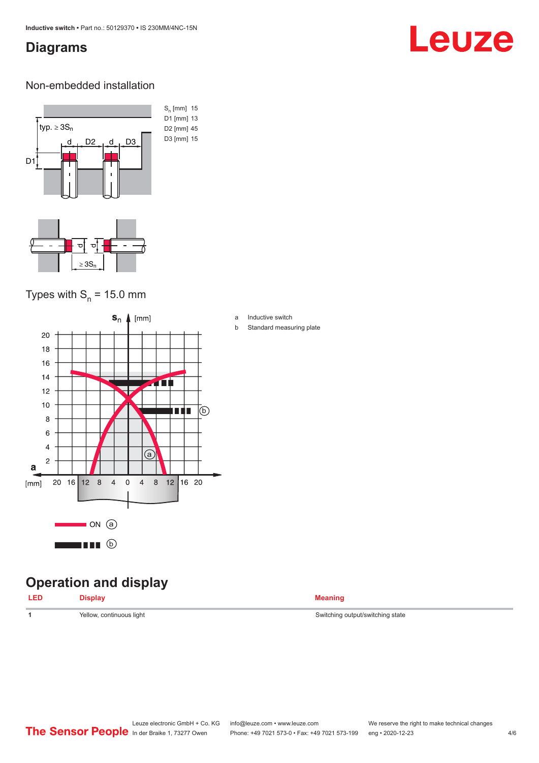# Diagrams

## Non-embedded installation

| | |
|---|---|
| $S_n$ [mm] | 15 |
| D1 [mm] | 13 |
| D2 [mm] | 45 |
| D3 [mm] | 15 |

## Types with $S_n$ = 15.0 mm

a Inductive switch

b Standard measuring plate

# Operation and display

| LED | Display | Meaning |
|---|---|---|
| 1 | Yellow, continuous light | Switching output/switching state |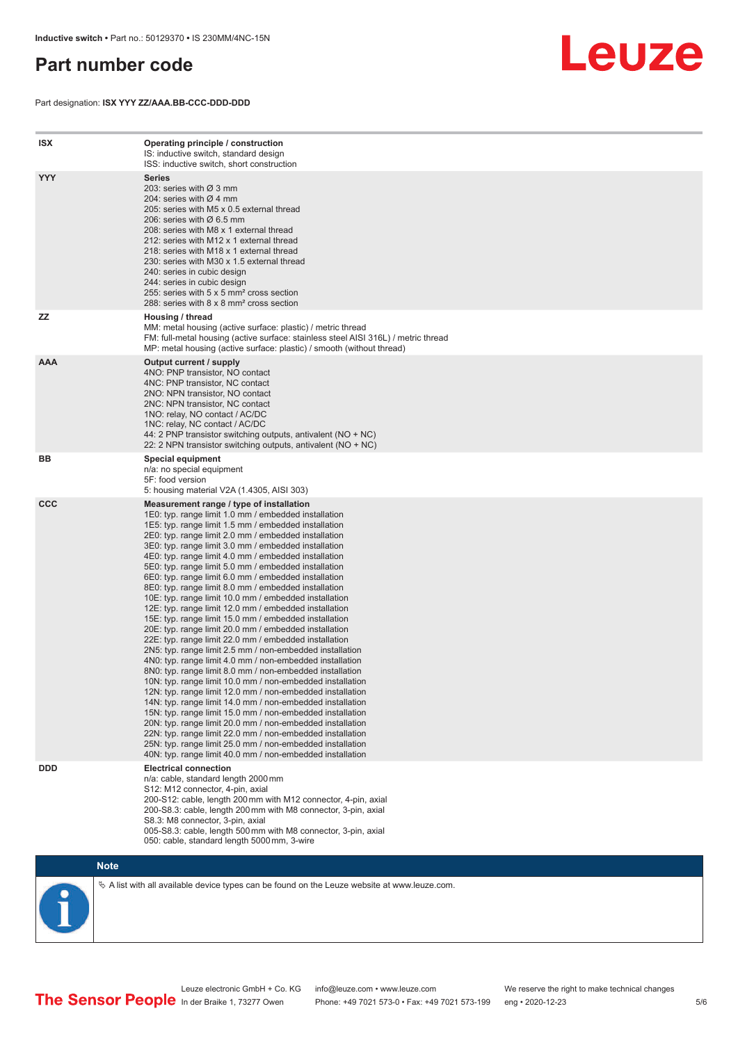# Part number code

Part designation: **ISX YYY ZZ/AAA.BB-CCC-DDD-DDD**

| | |
|---|---|
| **ISX** | **Operating principle / construction**<br>IS: inductive switch, standard design<br>ISS: inductive switch, short construction |
| **YYY** | **Series**<br>203: series with Ø 3 mm<br>204: series with Ø 4 mm<br>205: series with M5 x 0.5 external thread<br>206: series with Ø 6.5 mm<br>208: series with M8 x 1 external thread<br>212: series with M12 x 1 external thread<br>218: series with M18 x 1 external thread<br>230: series with M30 x 1.5 external thread<br>240: series in cubic design<br>244: series in cubic design<br>255: series with 5 x 5 mm² cross section<br>288: series with 8 x 8 mm² cross section |
| **ZZ** | **Housing / thread**<br>MM: metal housing (active surface: plastic) / metric thread<br>FM: full-metal housing (active surface: stainless steel AISI 316L) / metric thread<br>MP: metal housing (active surface: plastic) / smooth (without thread) |
| **AAA** | **Output current / supply**<br>4NO: PNP transistor, NO contact<br>4NC: PNP transistor, NC contact<br>2NO: NPN transistor, NO contact<br>2NC: NPN transistor, NC contact<br>1NO: relay, NO contact / AC/DC<br>1NC: relay, NC contact / AC/DC<br>44: 2 PNP transistor switching outputs, antivalent (NO + NC)<br>22: 2 NPN transistor switching outputs, antivalent (NO + NC) |
| **BB** | **Special equipment**<br>n/a: no special equipment<br>5F: food version<br>5: housing material V2A (1.4305, AISI 303) |
| **CCC** | **Measurement range / type of installation**<br>1E0: typ. range limit 1.0 mm / embedded installation<br>1E5: typ. range limit 1.5 mm / embedded installation<br>2E0: typ. range limit 2.0 mm / embedded installation<br>3E0: typ. range limit 3.0 mm / embedded installation<br>4E0: typ. range limit 4.0 mm / embedded installation<br>5E0: typ. range limit 5.0 mm / embedded installation<br>6E0: typ. range limit 6.0 mm / embedded installation<br>8E0: typ. range limit 8.0 mm / embedded installation<br>10E: typ. range limit 10.0 mm / embedded installation<br>12E: typ. range limit 12.0 mm / embedded installation<br>15E: typ. range limit 15.0 mm / embedded installation<br>20E: typ. range limit 20.0 mm / embedded installation<br>22E: typ. range limit 22.0 mm / embedded installation<br>2N5: typ. range limit 2.5 mm / non-embedded installation<br>4N0: typ. range limit 4.0 mm / non-embedded installation<br>8N0: typ. range limit 8.0 mm / non-embedded installation<br>10N: typ. range limit 10.0 mm / non-embedded installation<br>12N: typ. range limit 12.0 mm / non-embedded installation<br>14N: typ. range limit 14.0 mm / non-embedded installation<br>15N: typ. range limit 15.0 mm / non-embedded installation<br>20N: typ. range limit 20.0 mm / non-embedded installation<br>22N: typ. range limit 22.0 mm / non-embedded installation<br>25N: typ. range limit 25.0 mm / non-embedded installation<br>40N: typ. range limit 40.0 mm / non-embedded installation |
| **DDD** | **Electrical connection**<br>n/a: cable, standard length 2000 mm<br>S12: M12 connector, 4-pin, axial<br>200-S12: cable, length 200 mm with M12 connector, 4-pin, axial<br>200-S8.3: cable, length 200 mm with M8 connector, 3-pin, axial<br>S8.3: M8 connector, 3-pin, axial<br>005-S8.3: cable, length 500 mm with M8 connector, 3-pin, axial<br>050: cable, standard length 5000 mm, 3-wire |

**Note**

↳ A list with all available device types can be found on the Leuze website at www.leuze.com.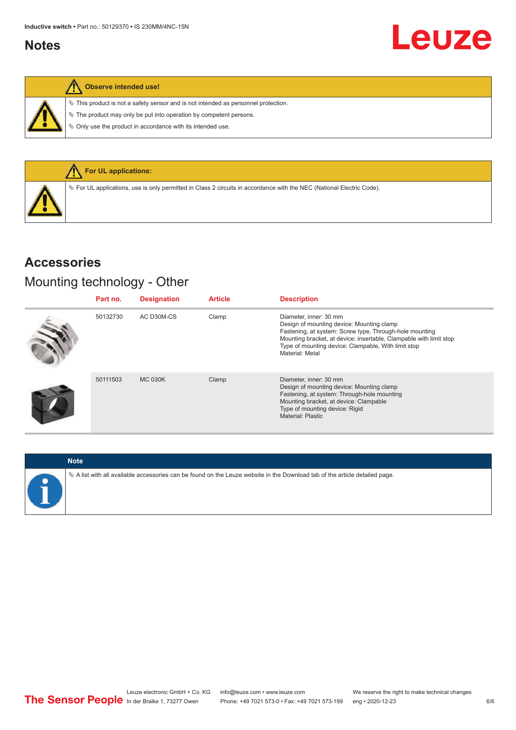## Notes

**Observe intended use!**

- This product is not a safety sensor and is not intended as personnel protection.
- The product may only be put into operation by competent persons.
- Only use the product in accordance with its intended use.

**For UL applications:**

- For UL applications, use is only permitted in Class 2 circuits in accordance with the NEC (National Electric Code).

## Accessories

### Mounting technology - Other

| Part no. | Designation | Article | Description |
|---|---|---|---|
| 50132730 | AC D30M-CS | Clamp | Diameter, inner: 30 mm<br>Design of mounting device: Mounting clamp<br>Fastening, at system: Screw type, Through-hole mounting<br>Mounting bracket, at device: insertable, Clampable with limit stop<br>Type of mounting device: Clampable, With limit stop<br>Material: Metal |
| 50111503 | MC 030K | Clamp | Diameter, inner: 30 mm<br>Design of mounting device: Mounting clamp<br>Fastening, at system: Through-hole mounting<br>Mounting bracket, at device: Clampable<br>Type of mounting device: Rigid<br>Material: Plastic |

**Note**

- A list with all available accessories can be found on the Leuze website in the Download tab of the article detailed page.